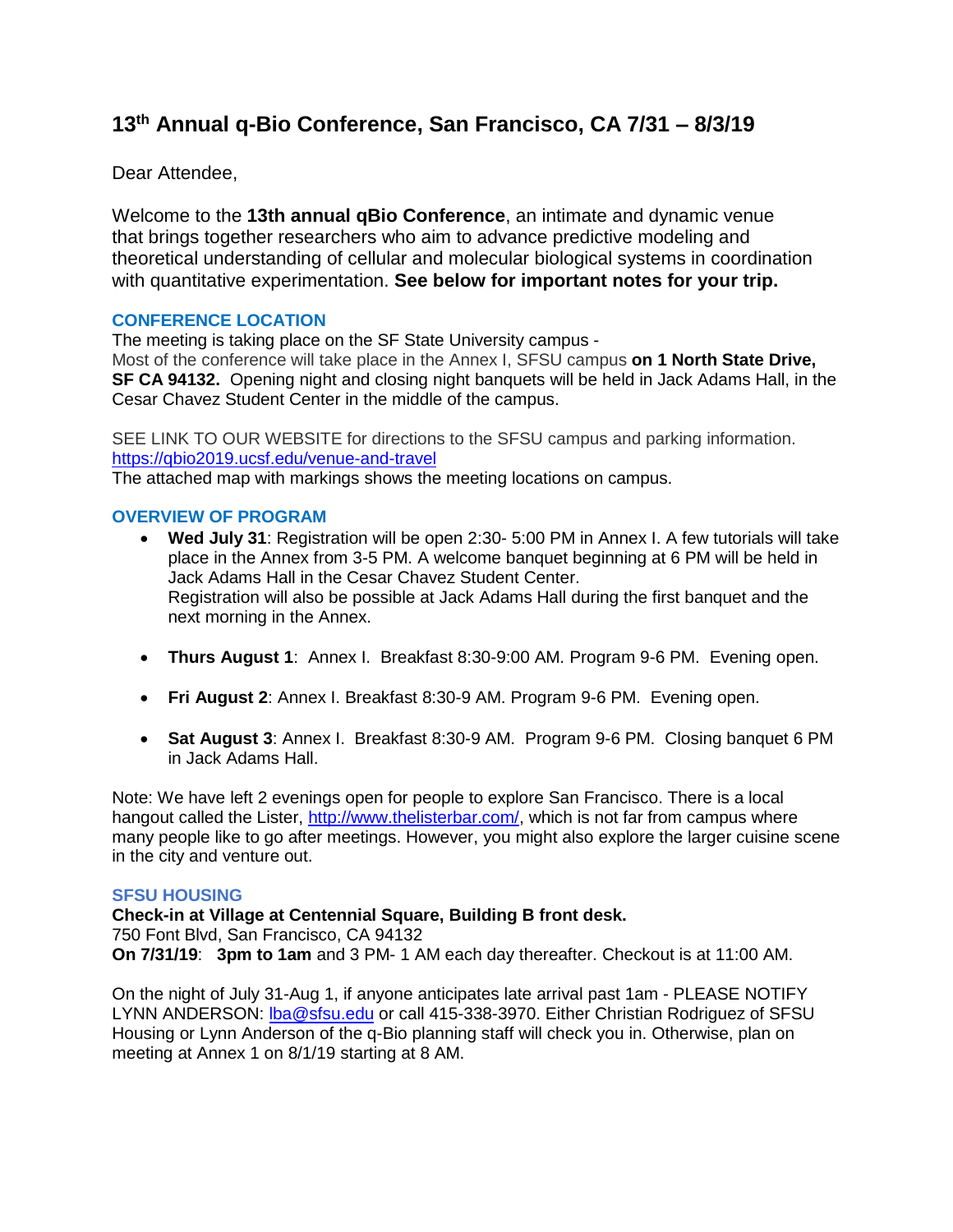# 13th Annual q-Bio Conference, San Francisco, CA 7/31 – 8/3/19

Dear Attendee,

Welcome to the **13th annual qBio Conference**, an intimate and dynamic venue that brings together researchers who aim to advance predictive modeling and theoretical understanding of cellular and molecular biological systems in coordination with quantitative experimentation. **See below for important notes for your trip.**

## CONFERENCE LOCATION

The meeting is taking place on the SF State University campus -
Most of the conference will take place in the Annex I, SFSU campus **on 1 North State Drive, SF CA 94132.** Opening night and closing night banquets will be held in Jack Adams Hall, in the Cesar Chavez Student Center in the middle of the campus.

SEE LINK TO OUR WEBSITE for directions to the SFSU campus and parking information.
https://qbio2019.ucsf.edu/venue-and-travel
The attached map with markings shows the meeting locations on campus.

## OVERVIEW OF PROGRAM

- **Wed July 31**: Registration will be open 2:30- 5:00 PM in Annex I. A few tutorials will take place in the Annex from 3-5 PM. A welcome banquet beginning at 6 PM will be held in Jack Adams Hall in the Cesar Chavez Student Center.
  Registration will also be possible at Jack Adams Hall during the first banquet and the next morning in the Annex.
- **Thurs August 1**: Annex I. Breakfast 8:30-9:00 AM. Program 9-6 PM. Evening open.
- **Fri August 2**: Annex I. Breakfast 8:30-9 AM. Program 9-6 PM. Evening open.
- **Sat August 3**: Annex I. Breakfast 8:30-9 AM. Program 9-6 PM. Closing banquet 6 PM in Jack Adams Hall.

Note: We have left 2 evenings open for people to explore San Francisco. There is a local hangout called the Lister, http://www.thelisterbar.com/, which is not far from campus where many people like to go after meetings. However, you might also explore the larger cuisine scene in the city and venture out.

## SFSU HOUSING

**Check-in at Village at Centennial Square, Building B front desk.**
750 Font Blvd, San Francisco, CA 94132
**On 7/31/19**: **3pm to 1am** and 3 PM- 1 AM each day thereafter. Checkout is at 11:00 AM.

On the night of July 31-Aug 1, if anyone anticipates late arrival past 1am - PLEASE NOTIFY LYNN ANDERSON: lba@sfsu.edu or call 415-338-3970. Either Christian Rodriguez of SFSU Housing or Lynn Anderson of the q-Bio planning staff will check you in. Otherwise, plan on meeting at Annex 1 on 8/1/19 starting at 8 AM.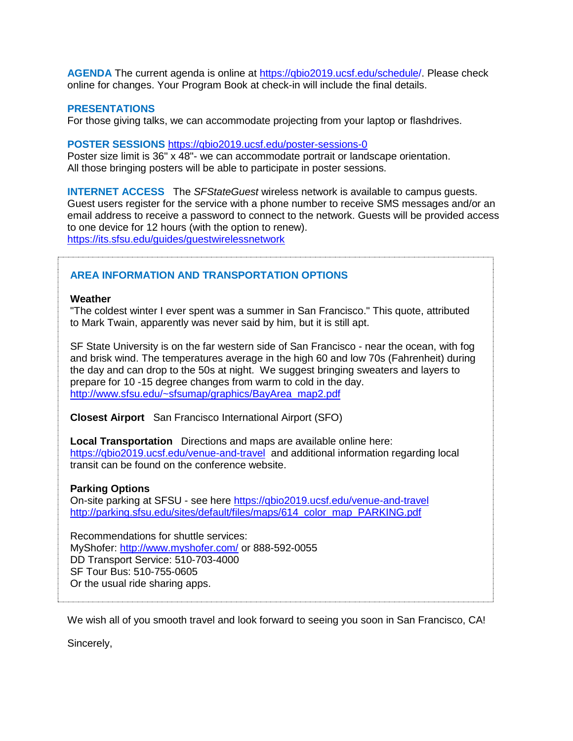**AGENDA** The current agenda is online at https://qbio2019.ucsf.edu/schedule/. Please check online for changes. Your Program Book at check-in will include the final details.

**PRESENTATIONS**
For those giving talks, we can accommodate projecting from your laptop or flashdrives.

**POSTER SESSIONS** https://qbio2019.ucsf.edu/poster-sessions-0
Poster size limit is 36" x 48"- we can accommodate portrait or landscape orientation.
All those bringing posters will be able to participate in poster sessions.

**INTERNET ACCESS** The *SFStateGuest* wireless network is available to campus guests. Guest users register for the service with a phone number to receive SMS messages and/or an email address to receive a password to connect to the network. Guests will be provided access to one device for 12 hours (with the option to renew).
https://its.sfsu.edu/guides/guestwirelessnetwork

## AREA INFORMATION AND TRANSPORTATION OPTIONS

**Weather**
"The coldest winter I ever spent was a summer in San Francisco." This quote, attributed to Mark Twain, apparently was never said by him, but it is still apt.

SF State University is on the far western side of San Francisco - near the ocean, with fog and brisk wind. The temperatures average in the high 60 and low 70s (Fahrenheit) during the day and can drop to the 50s at night. We suggest bringing sweaters and layers to prepare for 10 -15 degree changes from warm to cold in the day.
http://www.sfsu.edu/~sfsumap/graphics/BayArea_map2.pdf

**Closest Airport** San Francisco International Airport (SFO)

**Local Transportation** Directions and maps are available online here: https://qbio2019.ucsf.edu/venue-and-travel and additional information regarding local transit can be found on the conference website.

**Parking Options**
On-site parking at SFSU - see here https://qbio2019.ucsf.edu/venue-and-travel
http://parking.sfsu.edu/sites/default/files/maps/614_color_map_PARKING.pdf

Recommendations for shuttle services:
MyShofer: http://www.myshofer.com/ or 888-592-0055
DD Transport Service: 510-703-4000
SF Tour Bus: 510-755-0605
Or the usual ride sharing apps.

We wish all of you smooth travel and look forward to seeing you soon in San Francisco, CA!

Sincerely,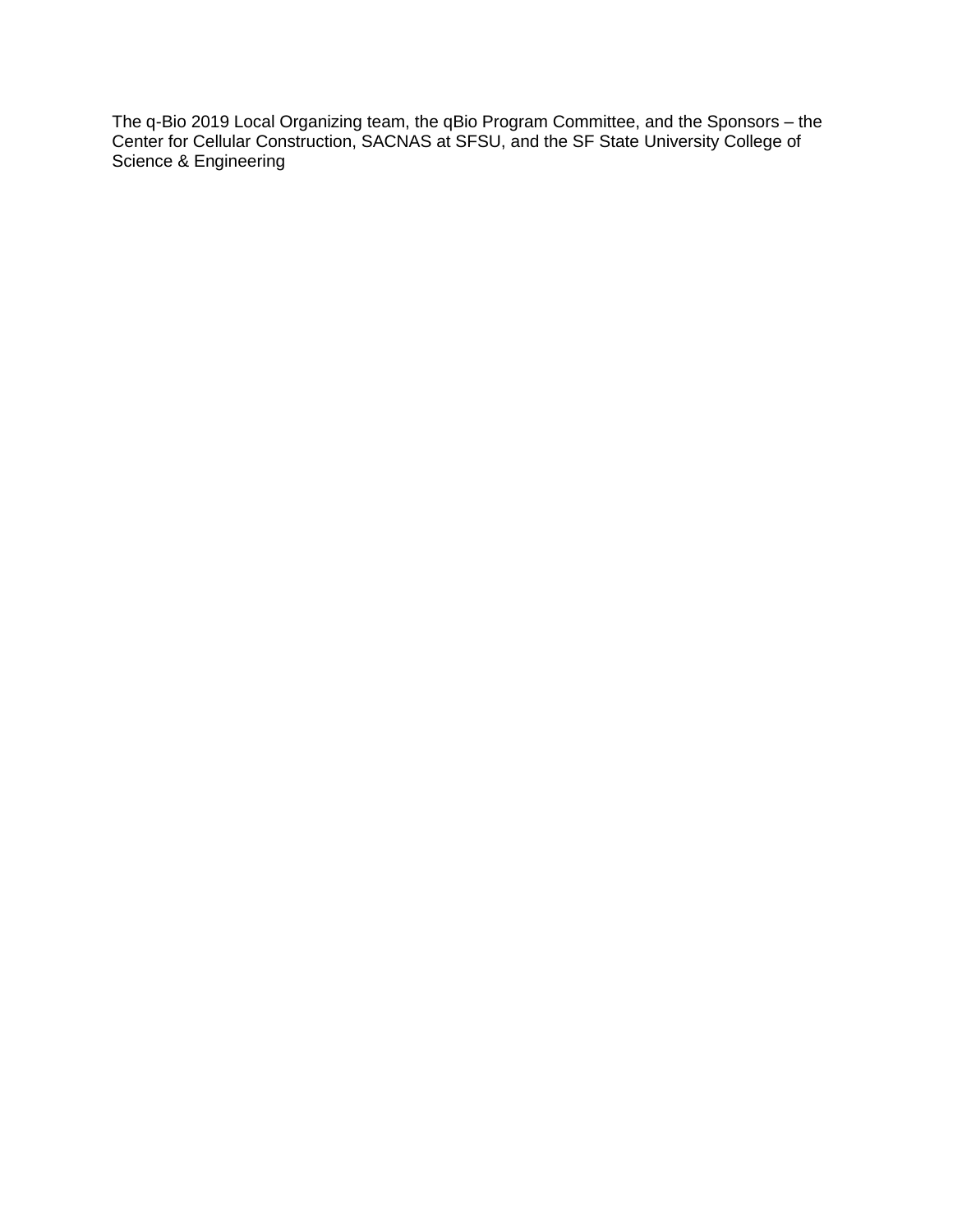The q-Bio 2019 Local Organizing team, the qBio Program Committee, and the Sponsors – the Center for Cellular Construction, SACNAS at SFSU, and the SF State University College of Science & Engineering